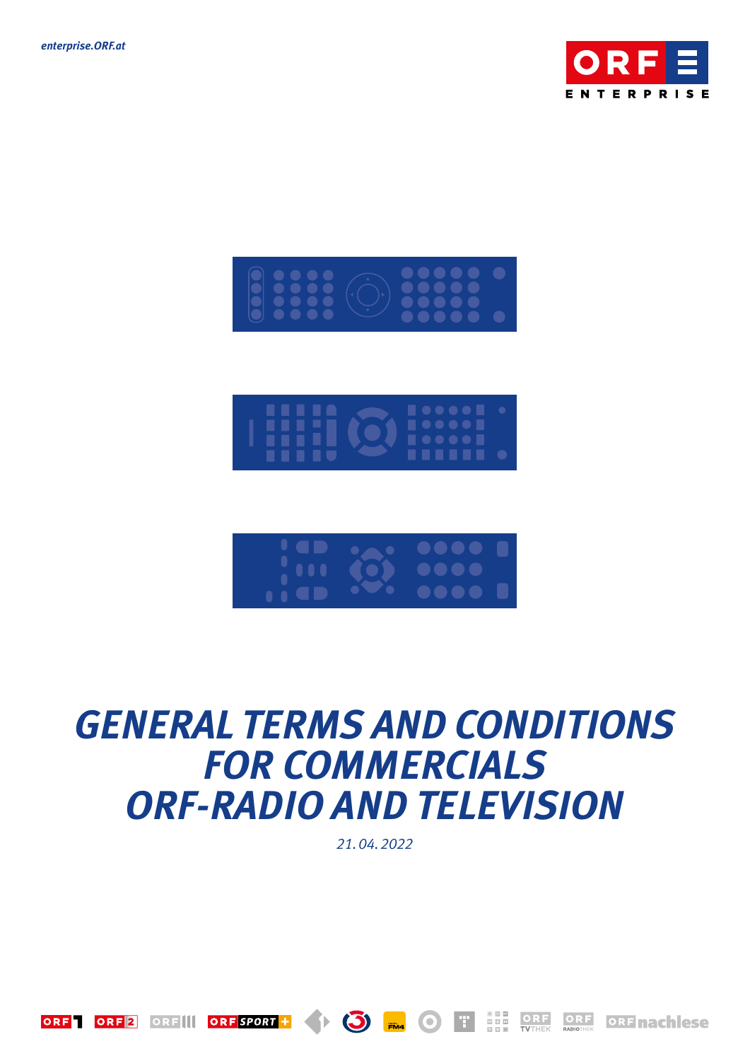enterprise.ORF.at

# GENERAL TERMS AND CONDITIONS FOR COMMERCIALS ORF-RADIO AND TELEVISION

*21. 04. 2022*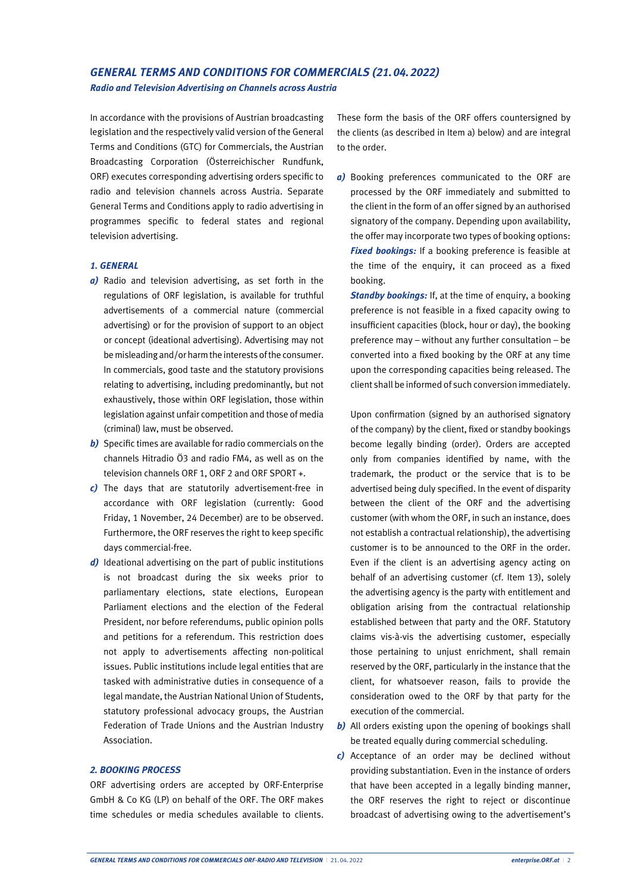# GENERAL TERMS AND CONDITIONS FOR COMMERCIALS (21.04.2022)

### Radio and Television Advertising on Channels across Austria

In accordance with the provisions of Austrian broadcasting legislation and the respectively valid version of the General Terms and Conditions (GTC) for Commercials, the Austrian Broadcasting Corporation (Österreichischer Rundfunk, ORF) executes corresponding advertising orders specific to radio and television channels across Austria. Separate General Terms and Conditions apply to radio advertising in programmes specific to federal states and regional television advertising.

## 1. GENERAL

***a)*** Radio and television advertising, as set forth in the regulations of ORF legislation, is available for truthful advertisements of a commercial nature (commercial advertising) or for the provision of support to an object or concept (ideational advertising). Advertising may not be misleading and/or harm the interests of the consumer. In commercials, good taste and the statutory provisions relating to advertising, including predominantly, but not exhaustively, those within ORF legislation, those within legislation against unfair competition and those of media (criminal) law, must be observed.

***b)*** Specific times are available for radio commercials on the channels Hitradio Ö3 and radio FM4, as well as on the television channels ORF 1, ORF 2 and ORF SPORT +.

***c)*** The days that are statutorily advertisement-free in accordance with ORF legislation (currently: Good Friday, 1 November, 24 December) are to be observed. Furthermore, the ORF reserves the right to keep specific days commercial-free.

***d)*** Ideational advertising on the part of public institutions is not broadcast during the six weeks prior to parliamentary elections, state elections, European Parliament elections and the election of the Federal President, nor before referendums, public opinion polls and petitions for a referendum. This restriction does not apply to advertisements affecting non-political issues. Public institutions include legal entities that are tasked with administrative duties in consequence of a legal mandate, the Austrian National Union of Students, statutory professional advocacy groups, the Austrian Federation of Trade Unions and the Austrian Industry Association.

## 2. BOOKING PROCESS

ORF advertising orders are accepted by ORF-Enterprise GmbH & Co KG (LP) on behalf of the ORF. The ORF makes time schedules or media schedules available to clients. These form the basis of the ORF offers countersigned by the clients (as described in Item a) below) and are integral to the order.

***a)*** Booking preferences communicated to the ORF are processed by the ORF immediately and submitted to the client in the form of an offer signed by an authorised signatory of the company. Depending upon availability, the offer may incorporate two types of booking options:
***Fixed bookings:*** If a booking preference is feasible at the time of the enquiry, it can proceed as a fixed booking.
***Standby bookings:*** If, at the time of enquiry, a booking preference is not feasible in a fixed capacity owing to insufficient capacities (block, hour or day), the booking preference may – without any further consultation – be converted into a fixed booking by the ORF at any time upon the corresponding capacities being released. The client shall be informed of such conversion immediately.

Upon confirmation (signed by an authorised signatory of the company) by the client, fixed or standby bookings become legally binding (order). Orders are accepted only from companies identified by name, with the trademark, the product or the service that is to be advertised being duly specified. In the event of disparity between the client of the ORF and the advertising customer (with whom the ORF, in such an instance, does not establish a contractual relationship), the advertising customer is to be announced to the ORF in the order. Even if the client is an advertising agency acting on behalf of an advertising customer (cf. Item 13), solely the advertising agency is the party with entitlement and obligation arising from the contractual relationship established between that party and the ORF. Statutory claims vis-à-vis the advertising customer, especially those pertaining to unjust enrichment, shall remain reserved by the ORF, particularly in the instance that the client, for whatsoever reason, fails to provide the consideration owed to the ORF by that party for the execution of the commercial.

***b)*** All orders existing upon the opening of bookings shall be treated equally during commercial scheduling.

***c)*** Acceptance of an order may be declined without providing substantiation. Even in the instance of orders that have been accepted in a legally binding manner, the ORF reserves the right to reject or discontinue broadcast of advertising owing to the advertisement's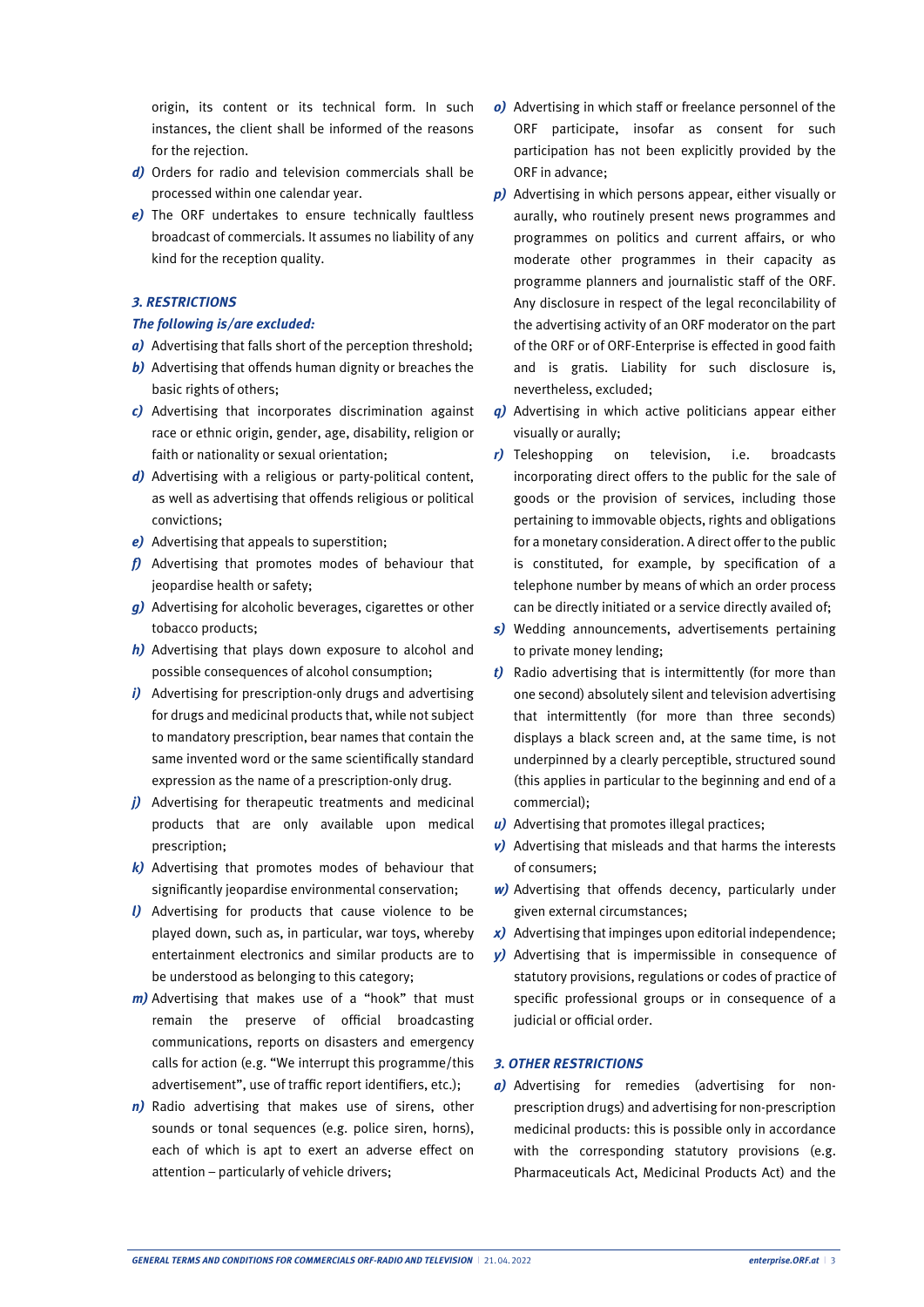origin, its content or its technical form. In such instances, the client shall be informed of the reasons for the rejection.

***d)*** Orders for radio and television commercials shall be processed within one calendar year.

***e)*** The ORF undertakes to ensure technically faultless broadcast of commercials. It assumes no liability of any kind for the reception quality.

### *3. RESTRICTIONS*

***The following is/are excluded:***

***a)*** Advertising that falls short of the perception threshold;

***b)*** Advertising that offends human dignity or breaches the basic rights of others;

***c)*** Advertising that incorporates discrimination against race or ethnic origin, gender, age, disability, religion or faith or nationality or sexual orientation;

***d)*** Advertising with a religious or party-political content, as well as advertising that offends religious or political convictions;

***e)*** Advertising that appeals to superstition;

***f)*** Advertising that promotes modes of behaviour that jeopardise health or safety;

***g)*** Advertising for alcoholic beverages, cigarettes or other tobacco products;

***h)*** Advertising that plays down exposure to alcohol and possible consequences of alcohol consumption;

***i)*** Advertising for prescription-only drugs and advertising for drugs and medicinal products that, while not subject to mandatory prescription, bear names that contain the same invented word or the same scientifically standard expression as the name of a prescription-only drug.

***j)*** Advertising for therapeutic treatments and medicinal products that are only available upon medical prescription;

***k)*** Advertising that promotes modes of behaviour that significantly jeopardise environmental conservation;

***l)*** Advertising for products that cause violence to be played down, such as, in particular, war toys, whereby entertainment electronics and similar products are to be understood as belonging to this category;

***m)*** Advertising that makes use of a "hook" that must remain the preserve of official broadcasting communications, reports on disasters and emergency calls for action (e.g. "We interrupt this programme/this advertisement", use of traffic report identifiers, etc.);

***n)*** Radio advertising that makes use of sirens, other sounds or tonal sequences (e.g. police siren, horns), each of which is apt to exert an adverse effect on attention – particularly of vehicle drivers;

***o)*** Advertising in which staff or freelance personnel of the ORF participate, insofar as consent for such participation has not been explicitly provided by the ORF in advance;

***p)*** Advertising in which persons appear, either visually or aurally, who routinely present news programmes and programmes on politics and current affairs, or who moderate other programmes in their capacity as programme planners and journalistic staff of the ORF. Any disclosure in respect of the legal reconcilability of the advertising activity of an ORF moderator on the part of the ORF or of ORF-Enterprise is effected in good faith and is gratis. Liability for such disclosure is, nevertheless, excluded;

***q)*** Advertising in which active politicians appear either visually or aurally;

***r)*** Teleshopping on television, i.e. broadcasts incorporating direct offers to the public for the sale of goods or the provision of services, including those pertaining to immovable objects, rights and obligations for a monetary consideration. A direct offer to the public is constituted, for example, by specification of a telephone number by means of which an order process can be directly initiated or a service directly availed of;

***s)*** Wedding announcements, advertisements pertaining to private money lending;

***t)*** Radio advertising that is intermittently (for more than one second) absolutely silent and television advertising that intermittently (for more than three seconds) displays a black screen and, at the same time, is not underpinned by a clearly perceptible, structured sound (this applies in particular to the beginning and end of a commercial);

***u)*** Advertising that promotes illegal practices;

***v)*** Advertising that misleads and that harms the interests of consumers;

***w)*** Advertising that offends decency, particularly under given external circumstances;

***x)*** Advertising that impinges upon editorial independence;

***y)*** Advertising that is impermissible in consequence of statutory provisions, regulations or codes of practice of specific professional groups or in consequence of a judicial or official order.

### *3. OTHER RESTRICTIONS*

***a)*** Advertising for remedies (advertising for non-prescription drugs) and advertising for non-prescription medicinal products: this is possible only in accordance with the corresponding statutory provisions (e.g. Pharmaceuticals Act, Medicinal Products Act) and the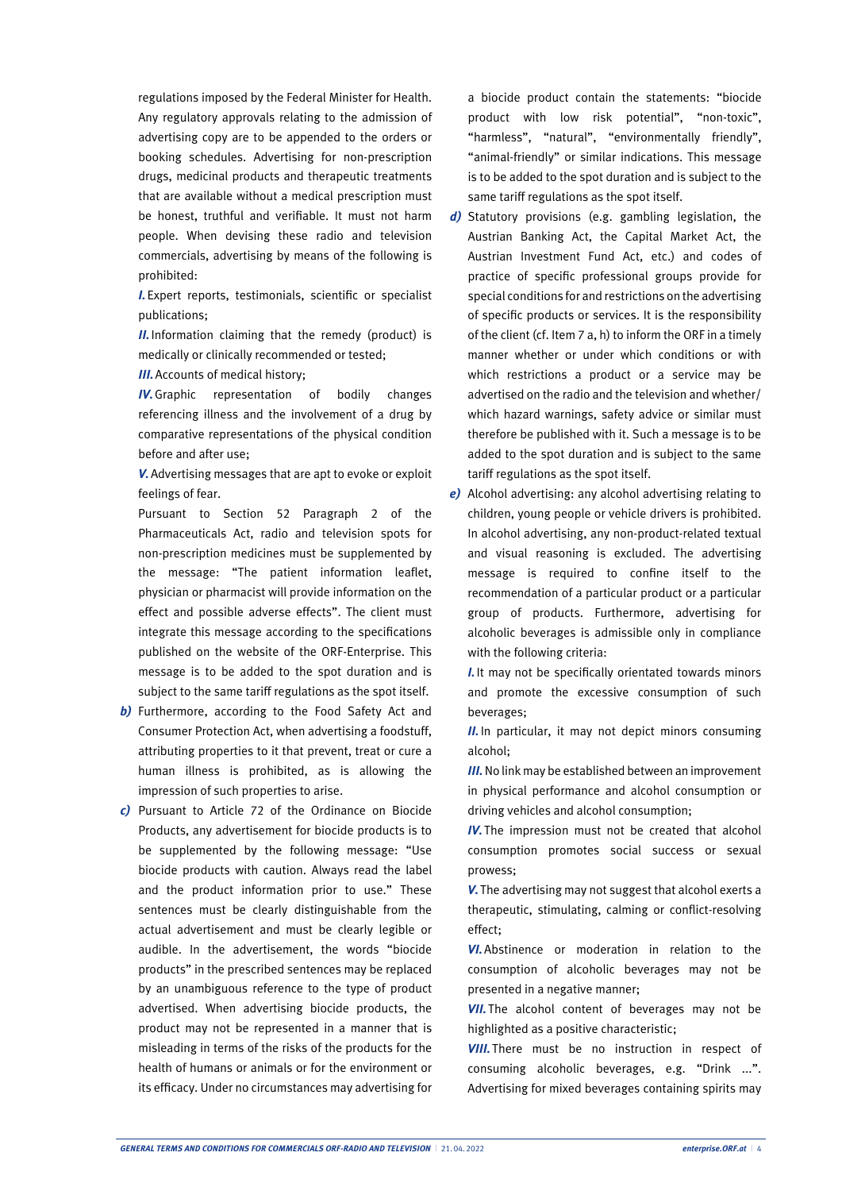regulations imposed by the Federal Minister for Health. Any regulatory approvals relating to the admission of advertising copy are to be appended to the orders or booking schedules. Advertising for non-prescription drugs, medicinal products and therapeutic treatments that are available without a medical prescription must be honest, truthful and verifiable. It must not harm people. When devising these radio and television commercials, advertising by means of the following is prohibited:

***I.*** Expert reports, testimonials, scientific or specialist publications;

***II.*** Information claiming that the remedy (product) is medically or clinically recommended or tested;

***III.*** Accounts of medical history;

***IV.*** Graphic representation of bodily changes referencing illness and the involvement of a drug by comparative representations of the physical condition before and after use;

***V.*** Advertising messages that are apt to evoke or exploit feelings of fear.

Pursuant to Section 52 Paragraph 2 of the Pharmaceuticals Act, radio and television spots for non-prescription medicines must be supplemented by the message: "The patient information leaflet, physician or pharmacist will provide information on the effect and possible adverse effects". The client must integrate this message according to the specifications published on the website of the ORF-Enterprise. This message is to be added to the spot duration and is subject to the same tariff regulations as the spot itself.

***b)*** Furthermore, according to the Food Safety Act and Consumer Protection Act, when advertising a foodstuff, attributing properties to it that prevent, treat or cure a human illness is prohibited, as is allowing the impression of such properties to arise.

***c)*** Pursuant to Article 72 of the Ordinance on Biocide Products, any advertisement for biocide products is to be supplemented by the following message: "Use biocide products with caution. Always read the label and the product information prior to use." These sentences must be clearly distinguishable from the actual advertisement and must be clearly legible or audible. In the advertisement, the words "biocide products" in the prescribed sentences may be replaced by an unambiguous reference to the type of product advertised. When advertising biocide products, the product may not be represented in a manner that is misleading in terms of the risks of the products for the health of humans or animals or for the environment or its efficacy. Under no circumstances may advertising for a biocide product contain the statements: "biocide product with low risk potential", "non-toxic", "harmless", "natural", "environmentally friendly", "animal-friendly" or similar indications. This message is to be added to the spot duration and is subject to the same tariff regulations as the spot itself.

***d)*** Statutory provisions (e.g. gambling legislation, the Austrian Banking Act, the Capital Market Act, the Austrian Investment Fund Act, etc.) and codes of practice of specific professional groups provide for special conditions for and restrictions on the advertising of specific products or services. It is the responsibility of the client (cf. Item 7 a, h) to inform the ORF in a timely manner whether or under which conditions or with which restrictions a product or a service may be advertised on the radio and the television and whether/which hazard warnings, safety advice or similar must therefore be published with it. Such a message is to be added to the spot duration and is subject to the same tariff regulations as the spot itself.

***e)*** Alcohol advertising: any alcohol advertising relating to children, young people or vehicle drivers is prohibited. In alcohol advertising, any non-product-related textual and visual reasoning is excluded. The advertising message is required to confine itself to the recommendation of a particular product or a particular group of products. Furthermore, advertising for alcoholic beverages is admissible only in compliance with the following criteria:

***I.*** It may not be specifically orientated towards minors and promote the excessive consumption of such beverages;

***II.*** In particular, it may not depict minors consuming alcohol;

***III.*** No link may be established between an improvement in physical performance and alcohol consumption or driving vehicles and alcohol consumption;

***IV.*** The impression must not be created that alcohol consumption promotes social success or sexual prowess;

***V.*** The advertising may not suggest that alcohol exerts a therapeutic, stimulating, calming or conflict-resolving effect;

***VI.*** Abstinence or moderation in relation to the consumption of alcoholic beverages may not be presented in a negative manner;

***VII.*** The alcohol content of beverages may not be highlighted as a positive characteristic;

***VIII.*** There must be no instruction in respect of consuming alcoholic beverages, e.g. "Drink ...". Advertising for mixed beverages containing spirits may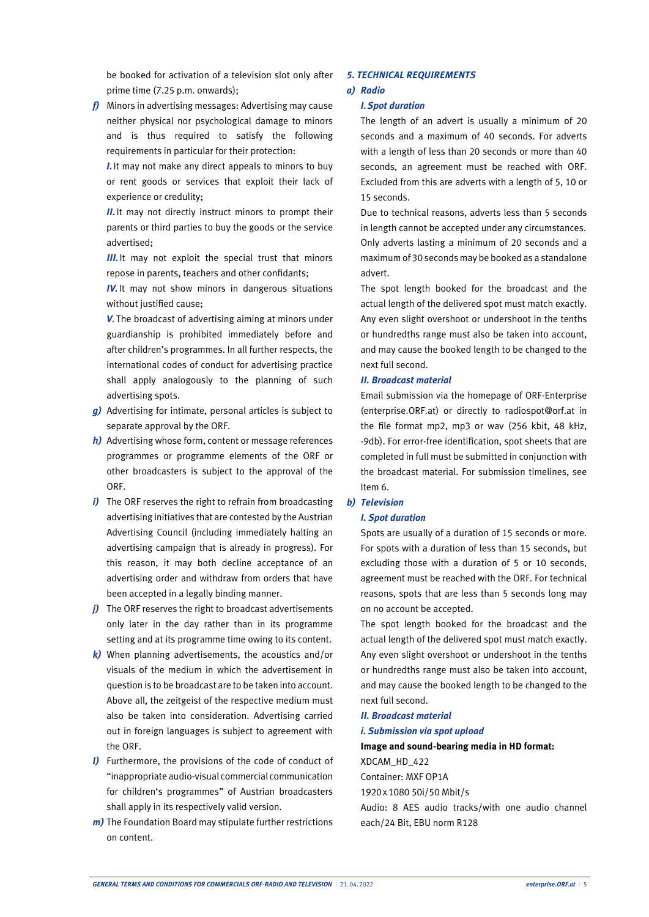be booked for activation of a television slot only after prime time (7.25 p.m. onwards);

*f)* Minors in advertising messages: Advertising may cause neither physical nor psychological damage to minors and is thus required to satisfy the following requirements in particular for their protection:

*I.* It may not make any direct appeals to minors to buy or rent goods or services that exploit their lack of experience or credulity;

*II.* It may not directly instruct minors to prompt their parents or third parties to buy the goods or the service advertised;

*III.* It may not exploit the special trust that minors repose in parents, teachers and other confidants;

*IV.* It may not show minors in dangerous situations without justified cause;

*V.* The broadcast of advertising aiming at minors under guardianship is prohibited immediately before and after children's programmes. In all further respects, the international codes of conduct for advertising practice shall apply analogously to the planning of such advertising spots.

*g)* Advertising for intimate, personal articles is subject to separate approval by the ORF.

*h)* Advertising whose form, content or message references programmes or programme elements of the ORF or other broadcasters is subject to the approval of the ORF.

*i)* The ORF reserves the right to refrain from broadcasting advertising initiatives that are contested by the Austrian Advertising Council (including immediately halting an advertising campaign that is already in progress). For this reason, it may both decline acceptance of an advertising order and withdraw from orders that have been accepted in a legally binding manner.

*j)* The ORF reserves the right to broadcast advertisements only later in the day rather than in its programme setting and at its programme time owing to its content.

*k)* When planning advertisements, the acoustics and/or visuals of the medium in which the advertisement in question is to be broadcast are to be taken into account. Above all, the zeitgeist of the respective medium must also be taken into consideration. Advertising carried out in foreign languages is subject to agreement with the ORF.

*l)* Furthermore, the provisions of the code of conduct of "inappropriate audio-visual commercial communication for children's programmes" of Austrian broadcasters shall apply in its respectively valid version.

*m)* The Foundation Board may stipulate further restrictions on content.

## *5. TECHNICAL REQUIREMENTS*

### *a) Radio*

#### *I. Spot duration*

The length of an advert is usually a minimum of 20 seconds and a maximum of 40 seconds. For adverts with a length of less than 20 seconds or more than 40 seconds, an agreement must be reached with ORF. Excluded from this are adverts with a length of 5, 10 or 15 seconds.

Due to technical reasons, adverts less than 5 seconds in length cannot be accepted under any circumstances. Only adverts lasting a minimum of 20 seconds and a maximum of 30 seconds may be booked as a standalone advert.

The spot length booked for the broadcast and the actual length of the delivered spot must match exactly. Any even slight overshoot or undershoot in the tenths or hundredths range must also be taken into account, and may cause the booked length to be changed to the next full second.

#### *II. Broadcast material*

Email submission via the homepage of ORF-Enterprise (enterprise.ORF.at) or directly to radiospot@orf.at in the file format mp2, mp3 or wav (256 kbit, 48 kHz, -9db). For error-free identification, spot sheets that are completed in full must be submitted in conjunction with the broadcast material. For submission timelines, see Item 6.

### *b) Television*

#### *I. Spot duration*

Spots are usually of a duration of 15 seconds or more. For spots with a duration of less than 15 seconds, but excluding those with a duration of 5 or 10 seconds, agreement must be reached with the ORF. For technical reasons, spots that are less than 5 seconds long may on no account be accepted.

The spot length booked for the broadcast and the actual length of the delivered spot must match exactly. Any even slight overshoot or undershoot in the tenths or hundredths range must also be taken into account, and may cause the booked length to be changed to the next full second.

#### *II. Broadcast material*

##### *i. Submission via spot upload*

**Image and sound-bearing media in HD format:**

XDCAM_HD_422  
Container: MXF OP1A  
1920 x 1080 50i/50 Mbit/s  
Audio: 8 AES audio tracks/with one audio channel each/24 Bit, EBU norm R128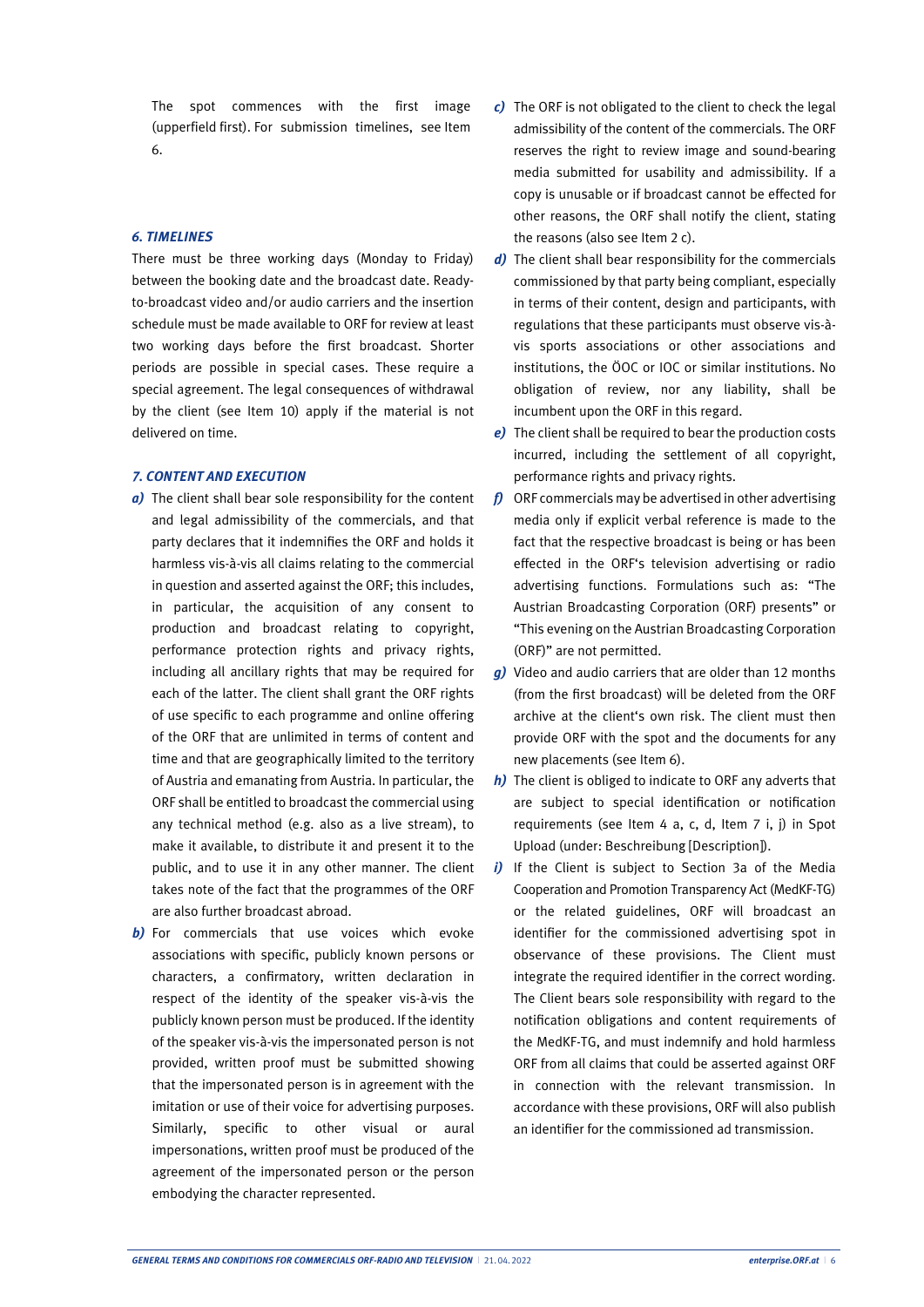The spot commences with the first image (upperfield first). For submission timelines, see Item 6.

### *6. TIMELINES*

There must be three working days (Monday to Friday) between the booking date and the broadcast date. Ready-to-broadcast video and/or audio carriers and the insertion schedule must be made available to ORF for review at least two working days before the first broadcast. Shorter periods are possible in special cases. These require a special agreement. The legal consequences of withdrawal by the client (see Item 10) apply if the material is not delivered on time.

### *7. CONTENT AND EXECUTION*

***a)*** The client shall bear sole responsibility for the content and legal admissibility of the commercials, and that party declares that it indemnifies the ORF and holds it harmless vis-à-vis all claims relating to the commercial in question and asserted against the ORF; this includes, in particular, the acquisition of any consent to production and broadcast relating to copyright, performance protection rights and privacy rights, including all ancillary rights that may be required for each of the latter. The client shall grant the ORF rights of use specific to each programme and online offering of the ORF that are unlimited in terms of content and time and that are geographically limited to the territory of Austria and emanating from Austria. In particular, the ORF shall be entitled to broadcast the commercial using any technical method (e.g. also as a live stream), to make it available, to distribute it and present it to the public, and to use it in any other manner. The client takes note of the fact that the programmes of the ORF are also further broadcast abroad.

***b)*** For commercials that use voices which evoke associations with specific, publicly known persons or characters, a confirmatory, written declaration in respect of the identity of the speaker vis-à-vis the publicly known person must be produced. If the identity of the speaker vis-à-vis the impersonated person is not provided, written proof must be submitted showing that the impersonated person is in agreement with the imitation or use of their voice for advertising purposes. Similarly, specific to other visual or aural impersonations, written proof must be produced of the agreement of the impersonated person or the person embodying the character represented.

***c)*** The ORF is not obligated to the client to check the legal admissibility of the content of the commercials. The ORF reserves the right to review image and sound-bearing media submitted for usability and admissibility. If a copy is unusable or if broadcast cannot be effected for other reasons, the ORF shall notify the client, stating the reasons (also see Item 2 c).

***d)*** The client shall bear responsibility for the commercials commissioned by that party being compliant, especially in terms of their content, design and participants, with regulations that these participants must observe vis-à-vis sports associations or other associations and institutions, the ÖOC or IOC or similar institutions. No obligation of review, nor any liability, shall be incumbent upon the ORF in this regard.

***e)*** The client shall be required to bear the production costs incurred, including the settlement of all copyright, performance rights and privacy rights.

***f)*** ORF commercials may be advertised in other advertising media only if explicit verbal reference is made to the fact that the respective broadcast is being or has been effected in the ORF's television advertising or radio advertising functions. Formulations such as: "The Austrian Broadcasting Corporation (ORF) presents" or "This evening on the Austrian Broadcasting Corporation (ORF)" are not permitted.

***g)*** Video and audio carriers that are older than 12 months (from the first broadcast) will be deleted from the ORF archive at the client's own risk. The client must then provide ORF with the spot and the documents for any new placements (see Item 6).

***h)*** The client is obliged to indicate to ORF any adverts that are subject to special identification or notification requirements (see Item 4 a, c, d, Item 7 i, j) in Spot Upload (under: Beschreibung [Description]).

***i)*** If the Client is subject to Section 3a of the Media Cooperation and Promotion Transparency Act (MedKF-TG) or the related guidelines, ORF will broadcast an identifier for the commissioned advertising spot in observance of these provisions. The Client must integrate the required identifier in the correct wording. The Client bears sole responsibility with regard to the notification obligations and content requirements of the MedKF-TG, and must indemnify and hold harmless ORF from all claims that could be asserted against ORF in connection with the relevant transmission. In accordance with these provisions, ORF will also publish an identifier for the commissioned ad transmission.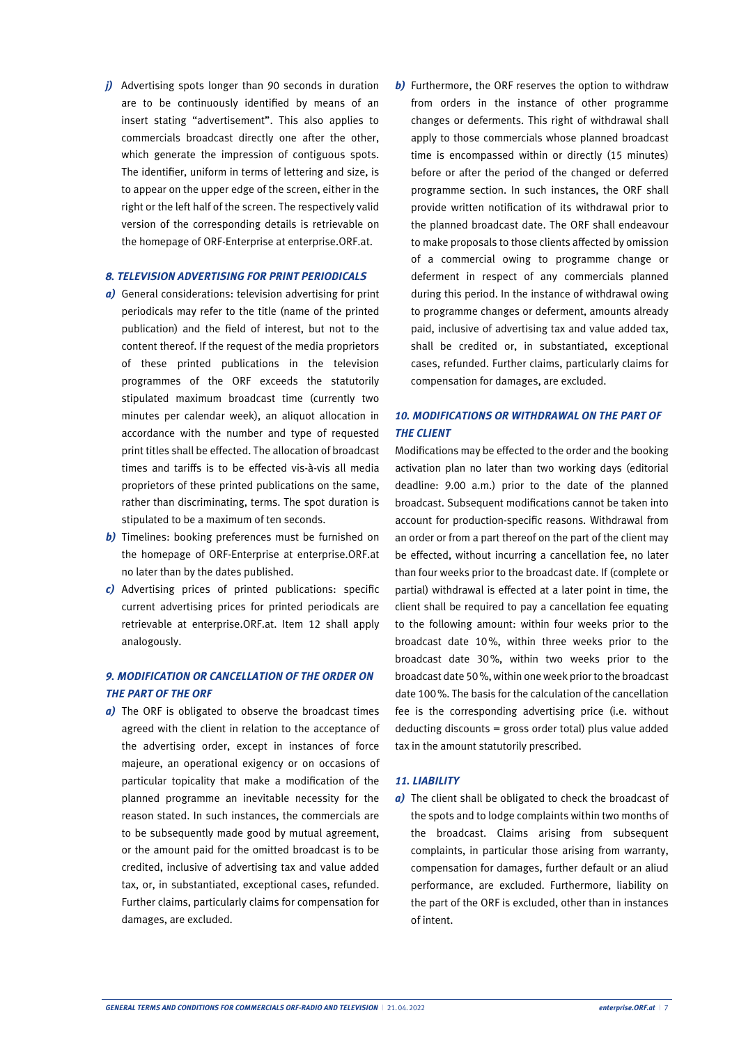**j)** Advertising spots longer than 90 seconds in duration are to be continuously identified by means of an insert stating "advertisement". This also applies to commercials broadcast directly one after the other, which generate the impression of contiguous spots. The identifier, uniform in terms of lettering and size, is to appear on the upper edge of the screen, either in the right or the left half of the screen. The respectively valid version of the corresponding details is retrievable on the homepage of ORF-Enterprise at enterprise.ORF.at.

### 8. TELEVISION ADVERTISING FOR PRINT PERIODICALS

**a)** General considerations: television advertising for print periodicals may refer to the title (name of the printed publication) and the field of interest, but not to the content thereof. If the request of the media proprietors of these printed publications in the television programmes of the ORF exceeds the statutorily stipulated maximum broadcast time (currently two minutes per calendar week), an aliquot allocation in accordance with the number and type of requested print titles shall be effected. The allocation of broadcast times and tariffs is to be effected vis-à-vis all media proprietors of these printed publications on the same, rather than discriminating, terms. The spot duration is stipulated to be a maximum of ten seconds.

**b)** Timelines: booking preferences must be furnished on the homepage of ORF-Enterprise at enterprise.ORF.at no later than by the dates published.

**c)** Advertising prices of printed publications: specific current advertising prices for printed periodicals are retrievable at enterprise.ORF.at. Item 12 shall apply analogously.

### 9. MODIFICATION OR CANCELLATION OF THE ORDER ON THE PART OF THE ORF

**a)** The ORF is obligated to observe the broadcast times agreed with the client in relation to the acceptance of the advertising order, except in instances of force majeure, an operational exigency or on occasions of particular topicality that make a modification of the planned programme an inevitable necessity for the reason stated. In such instances, the commercials are to be subsequently made good by mutual agreement, or the amount paid for the omitted broadcast is to be credited, inclusive of advertising tax and value added tax, or, in substantiated, exceptional cases, refunded. Further claims, particularly claims for compensation for damages, are excluded.

**b)** Furthermore, the ORF reserves the option to withdraw from orders in the instance of other programme changes or deferments. This right of withdrawal shall apply to those commercials whose planned broadcast time is encompassed within or directly (15 minutes) before or after the period of the changed or deferred programme section. In such instances, the ORF shall provide written notification of its withdrawal prior to the planned broadcast date. The ORF shall endeavour to make proposals to those clients affected by omission of a commercial owing to programme change or deferment in respect of any commercials planned during this period. In the instance of withdrawal owing to programme changes or deferment, amounts already paid, inclusive of advertising tax and value added tax, shall be credited or, in substantiated, exceptional cases, refunded. Further claims, particularly claims for compensation for damages, are excluded.

### 10. MODIFICATIONS OR WITHDRAWAL ON THE PART OF THE CLIENT

Modifications may be effected to the order and the booking activation plan no later than two working days (editorial deadline: 9.00 a.m.) prior to the date of the planned broadcast. Subsequent modifications cannot be taken into account for production-specific reasons. Withdrawal from an order or from a part thereof on the part of the client may be effected, without incurring a cancellation fee, no later than four weeks prior to the broadcast date. If (complete or partial) withdrawal is effected at a later point in time, the client shall be required to pay a cancellation fee equating to the following amount: within four weeks prior to the broadcast date 10%, within three weeks prior to the broadcast date 30%, within two weeks prior to the broadcast date 50%, within one week prior to the broadcast date 100%. The basis for the calculation of the cancellation fee is the corresponding advertising price (i.e. without deducting discounts = gross order total) plus value added tax in the amount statutorily prescribed.

### 11. LIABILITY

**a)** The client shall be obligated to check the broadcast of the spots and to lodge complaints within two months of the broadcast. Claims arising from subsequent complaints, in particular those arising from warranty, compensation for damages, further default or an aliud performance, are excluded. Furthermore, liability on the part of the ORF is excluded, other than in instances of intent.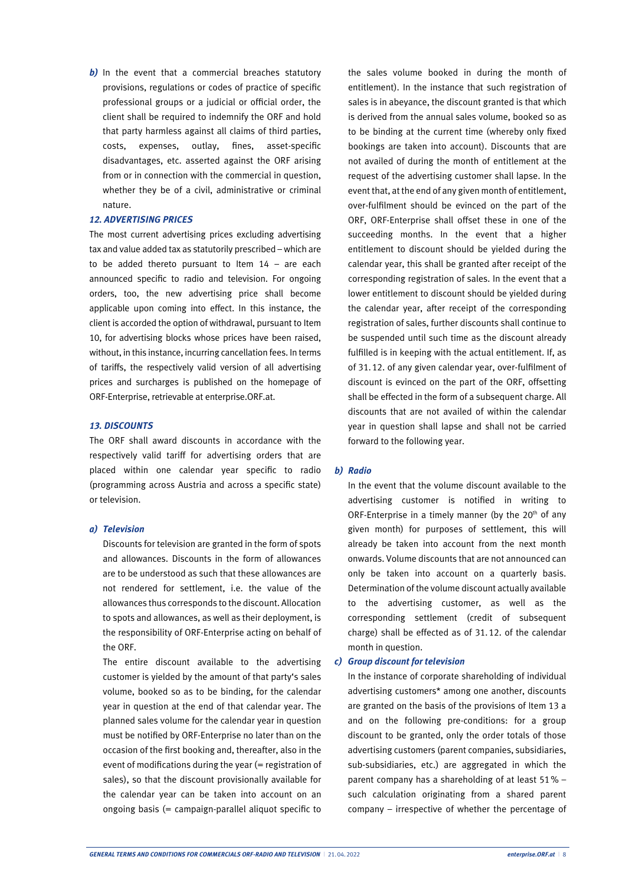**b)** In the event that a commercial breaches statutory provisions, regulations or codes of practice of specific professional groups or a judicial or official order, the client shall be required to indemnify the ORF and hold that party harmless against all claims of third parties, costs, expenses, outlay, fines, asset-specific disadvantages, etc. asserted against the ORF arising from or in connection with the commercial in question, whether they be of a civil, administrative or criminal nature.

### 12. ADVERTISING PRICES

The most current advertising prices excluding advertising tax and value added tax as statutorily prescribed – which are to be added thereto pursuant to Item 14 – are each announced specific to radio and television. For ongoing orders, too, the new advertising price shall become applicable upon coming into effect. In this instance, the client is accorded the option of withdrawal, pursuant to Item 10, for advertising blocks whose prices have been raised, without, in this instance, incurring cancellation fees. In terms of tariffs, the respectively valid version of all advertising prices and surcharges is published on the homepage of ORF-Enterprise, retrievable at enterprise.ORF.at.

### 13. DISCOUNTS

The ORF shall award discounts in accordance with the respectively valid tariff for advertising orders that are placed within one calendar year specific to radio (programming across Austria and across a specific state) or television.

#### a) Television

Discounts for television are granted in the form of spots and allowances. Discounts in the form of allowances are to be understood as such that these allowances are not rendered for settlement, i.e. the value of the allowances thus corresponds to the discount. Allocation to spots and allowances, as well as their deployment, is the responsibility of ORF-Enterprise acting on behalf of the ORF.

The entire discount available to the advertising customer is yielded by the amount of that party's sales volume, booked so as to be binding, for the calendar year in question at the end of that calendar year. The planned sales volume for the calendar year in question must be notified by ORF-Enterprise no later than on the occasion of the first booking and, thereafter, also in the event of modifications during the year (= registration of sales), so that the discount provisionally available for the calendar year can be taken into account on an ongoing basis (= campaign-parallel aliquot specific to the sales volume booked in during the month of entitlement). In the instance that such registration of sales is in abeyance, the discount granted is that which is derived from the annual sales volume, booked so as to be binding at the current time (whereby only fixed bookings are taken into account). Discounts that are not availed of during the month of entitlement at the request of the advertising customer shall lapse. In the event that, at the end of any given month of entitlement, over-fulfilment should be evinced on the part of the ORF, ORF-Enterprise shall offset these in one of the succeeding months. In the event that a higher entitlement to discount should be yielded during the calendar year, this shall be granted after receipt of the corresponding registration of sales. In the event that a lower entitlement to discount should be yielded during the calendar year, after receipt of the corresponding registration of sales, further discounts shall continue to be suspended until such time as the discount already fulfilled is in keeping with the actual entitlement. If, as of 31.12. of any given calendar year, over-fulfilment of discount is evinced on the part of the ORF, offsetting shall be effected in the form of a subsequent charge. All discounts that are not availed of within the calendar year in question shall lapse and shall not be carried forward to the following year.

#### b) Radio

In the event that the volume discount available to the advertising customer is notified in writing to ORF-Enterprise in a timely manner (by the 20th of any given month) for purposes of settlement, this will already be taken into account from the next month onwards. Volume discounts that are not announced can only be taken into account on a quarterly basis. Determination of the volume discount actually available to the advertising customer, as well as the corresponding settlement (credit of subsequent charge) shall be effected as of 31.12. of the calendar month in question.

#### c) Group discount for television

In the instance of corporate shareholding of individual advertising customers* among one another, discounts are granted on the basis of the provisions of Item 13 a and on the following pre-conditions: for a group discount to be granted, only the order totals of those advertising customers (parent companies, subsidiaries, sub-subsidiaries, etc.) are aggregated in which the parent company has a shareholding of at least 51% – such calculation originating from a shared parent company – irrespective of whether the percentage of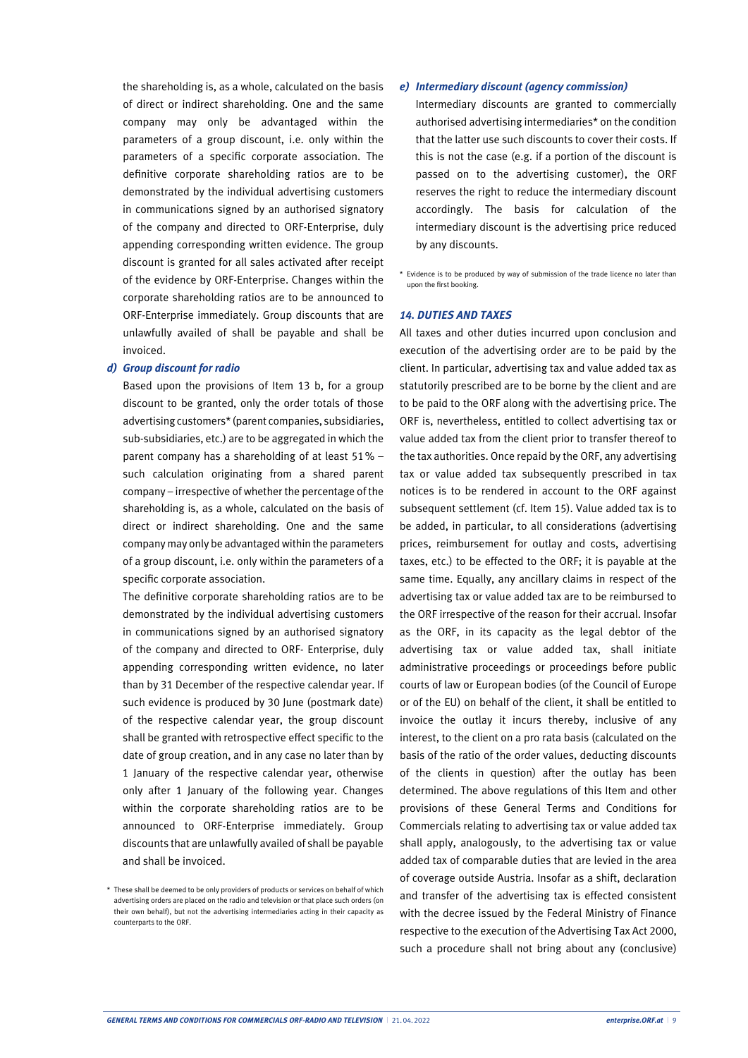the shareholding is, as a whole, calculated on the basis of direct or indirect shareholding. One and the same company may only be advantaged within the parameters of a group discount, i.e. only within the parameters of a specific corporate association. The definitive corporate shareholding ratios are to be demonstrated by the individual advertising customers in communications signed by an authorised signatory of the company and directed to ORF-Enterprise, duly appending corresponding written evidence. The group discount is granted for all sales activated after receipt of the evidence by ORF-Enterprise. Changes within the corporate shareholding ratios are to be announced to ORF-Enterprise immediately. Group discounts that are unlawfully availed of shall be payable and shall be invoiced.

***d) Group discount for radio***

Based upon the provisions of Item 13 b, for a group discount to be granted, only the order totals of those advertising customers* (parent companies, subsidiaries, sub-subsidiaries, etc.) are to be aggregated in which the parent company has a shareholding of at least 51% – such calculation originating from a shared parent company – irrespective of whether the percentage of the shareholding is, as a whole, calculated on the basis of direct or indirect shareholding. One and the same company may only be advantaged within the parameters of a group discount, i.e. only within the parameters of a specific corporate association.

The definitive corporate shareholding ratios are to be demonstrated by the individual advertising customers in communications signed by an authorised signatory of the company and directed to ORF- Enterprise, duly appending corresponding written evidence, no later than by 31 December of the respective calendar year. If such evidence is produced by 30 June (postmark date) of the respective calendar year, the group discount shall be granted with retrospective effect specific to the date of group creation, and in any case no later than by 1 January of the respective calendar year, otherwise only after 1 January of the following year. Changes within the corporate shareholding ratios are to be announced to ORF-Enterprise immediately. Group discounts that are unlawfully availed of shall be payable and shall be invoiced.

\* These shall be deemed to be only providers of products or services on behalf of which advertising orders are placed on the radio and television or that place such orders (on their own behalf), but not the advertising intermediaries acting in their capacity as counterparts to the ORF.

***e) Intermediary discount (agency commission)***

Intermediary discounts are granted to commercially authorised advertising intermediaries* on the condition that the latter use such discounts to cover their costs. If this is not the case (e.g. if a portion of the discount is passed on to the advertising customer), the ORF reserves the right to reduce the intermediary discount accordingly. The basis for calculation of the intermediary discount is the advertising price reduced by any discounts.

\* Evidence is to be produced by way of submission of the trade licence no later than upon the first booking.

### *14. DUTIES AND TAXES*

All taxes and other duties incurred upon conclusion and execution of the advertising order are to be paid by the client. In particular, advertising tax and value added tax as statutorily prescribed are to be borne by the client and are to be paid to the ORF along with the advertising price. The ORF is, nevertheless, entitled to collect advertising tax or value added tax from the client prior to transfer thereof to the tax authorities. Once repaid by the ORF, any advertising tax or value added tax subsequently prescribed in tax notices is to be rendered in account to the ORF against subsequent settlement (cf. Item 15). Value added tax is to be added, in particular, to all considerations (advertising prices, reimbursement for outlay and costs, advertising taxes, etc.) to be effected to the ORF; it is payable at the same time. Equally, any ancillary claims in respect of the advertising tax or value added tax are to be reimbursed to the ORF irrespective of the reason for their accrual. Insofar as the ORF, in its capacity as the legal debtor of the advertising tax or value added tax, shall initiate administrative proceedings or proceedings before public courts of law or European bodies (of the Council of Europe or of the EU) on behalf of the client, it shall be entitled to invoice the outlay it incurs thereby, inclusive of any interest, to the client on a pro rata basis (calculated on the basis of the ratio of the order values, deducting discounts of the clients in question) after the outlay has been determined. The above regulations of this Item and other provisions of these General Terms and Conditions for Commercials relating to advertising tax or value added tax shall apply, analogously, to the advertising tax or value added tax of comparable duties that are levied in the area of coverage outside Austria. Insofar as a shift, declaration and transfer of the advertising tax is effected consistent with the decree issued by the Federal Ministry of Finance respective to the execution of the Advertising Tax Act 2000, such a procedure shall not bring about any (conclusive)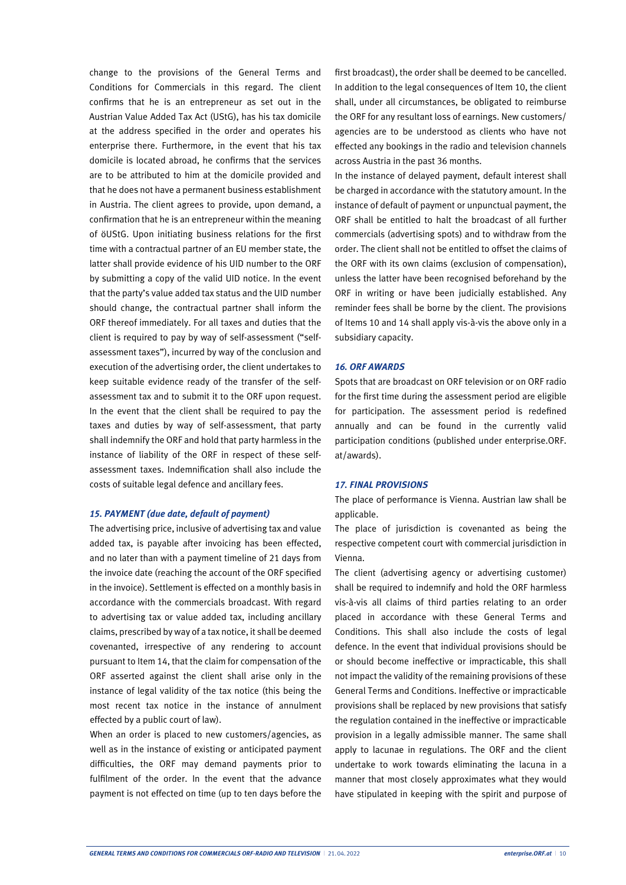change to the provisions of the General Terms and Conditions for Commercials in this regard. The client confirms that he is an entrepreneur as set out in the Austrian Value Added Tax Act (UStG), has his tax domicile at the address specified in the order and operates his enterprise there. Furthermore, in the event that his tax domicile is located abroad, he confirms that the services are to be attributed to him at the domicile provided and that he does not have a permanent business establishment in Austria. The client agrees to provide, upon demand, a confirmation that he is an entrepreneur within the meaning of öUStG. Upon initiating business relations for the first time with a contractual partner of an EU member state, the latter shall provide evidence of his UID number to the ORF by submitting a copy of the valid UID notice. In the event that the party's value added tax status and the UID number should change, the contractual partner shall inform the ORF thereof immediately. For all taxes and duties that the client is required to pay by way of self-assessment ("self-assessment taxes"), incurred by way of the conclusion and execution of the advertising order, the client undertakes to keep suitable evidence ready of the transfer of the self-assessment tax and to submit it to the ORF upon request. In the event that the client shall be required to pay the taxes and duties by way of self-assessment, that party shall indemnify the ORF and hold that party harmless in the instance of liability of the ORF in respect of these self-assessment taxes. Indemnification shall also include the costs of suitable legal defence and ancillary fees.

### *15. PAYMENT (due date, default of payment)*

The advertising price, inclusive of advertising tax and value added tax, is payable after invoicing has been effected, and no later than with a payment timeline of 21 days from the invoice date (reaching the account of the ORF specified in the invoice). Settlement is effected on a monthly basis in accordance with the commercials broadcast. With regard to advertising tax or value added tax, including ancillary claims, prescribed by way of a tax notice, it shall be deemed covenanted, irrespective of any rendering to account pursuant to Item 14, that the claim for compensation of the ORF asserted against the client shall arise only in the instance of legal validity of the tax notice (this being the most recent tax notice in the instance of annulment effected by a public court of law).

When an order is placed to new customers/agencies, as well as in the instance of existing or anticipated payment difficulties, the ORF may demand payments prior to fulfilment of the order. In the event that the advance payment is not effected on time (up to ten days before the first broadcast), the order shall be deemed to be cancelled. In addition to the legal consequences of Item 10, the client shall, under all circumstances, be obligated to reimburse the ORF for any resultant loss of earnings. New customers/agencies are to be understood as clients who have not effected any bookings in the radio and television channels across Austria in the past 36 months.

In the instance of delayed payment, default interest shall be charged in accordance with the statutory amount. In the instance of default of payment or unpunctual payment, the ORF shall be entitled to halt the broadcast of all further commercials (advertising spots) and to withdraw from the order. The client shall not be entitled to offset the claims of the ORF with its own claims (exclusion of compensation), unless the latter have been recognised beforehand by the ORF in writing or have been judicially established. Any reminder fees shall be borne by the client. The provisions of Items 10 and 14 shall apply vis-à-vis the above only in a subsidiary capacity.

### *16. ORF AWARDS*

Spots that are broadcast on ORF television or on ORF radio for the first time during the assessment period are eligible for participation. The assessment period is redefined annually and can be found in the currently valid participation conditions (published under enterprise.ORF.at/awards).

### *17. FINAL PROVISIONS*

The place of performance is Vienna. Austrian law shall be applicable.

The place of jurisdiction is covenanted as being the respective competent court with commercial jurisdiction in Vienna.

The client (advertising agency or advertising customer) shall be required to indemnify and hold the ORF harmless vis-à-vis all claims of third parties relating to an order placed in accordance with these General Terms and Conditions. This shall also include the costs of legal defence. In the event that individual provisions should be or should become ineffective or impracticable, this shall not impact the validity of the remaining provisions of these General Terms and Conditions. Ineffective or impracticable provisions shall be replaced by new provisions that satisfy the regulation contained in the ineffective or impracticable provision in a legally admissible manner. The same shall apply to lacunae in regulations. The ORF and the client undertake to work towards eliminating the lacuna in a manner that most closely approximates what they would have stipulated in keeping with the spirit and purpose of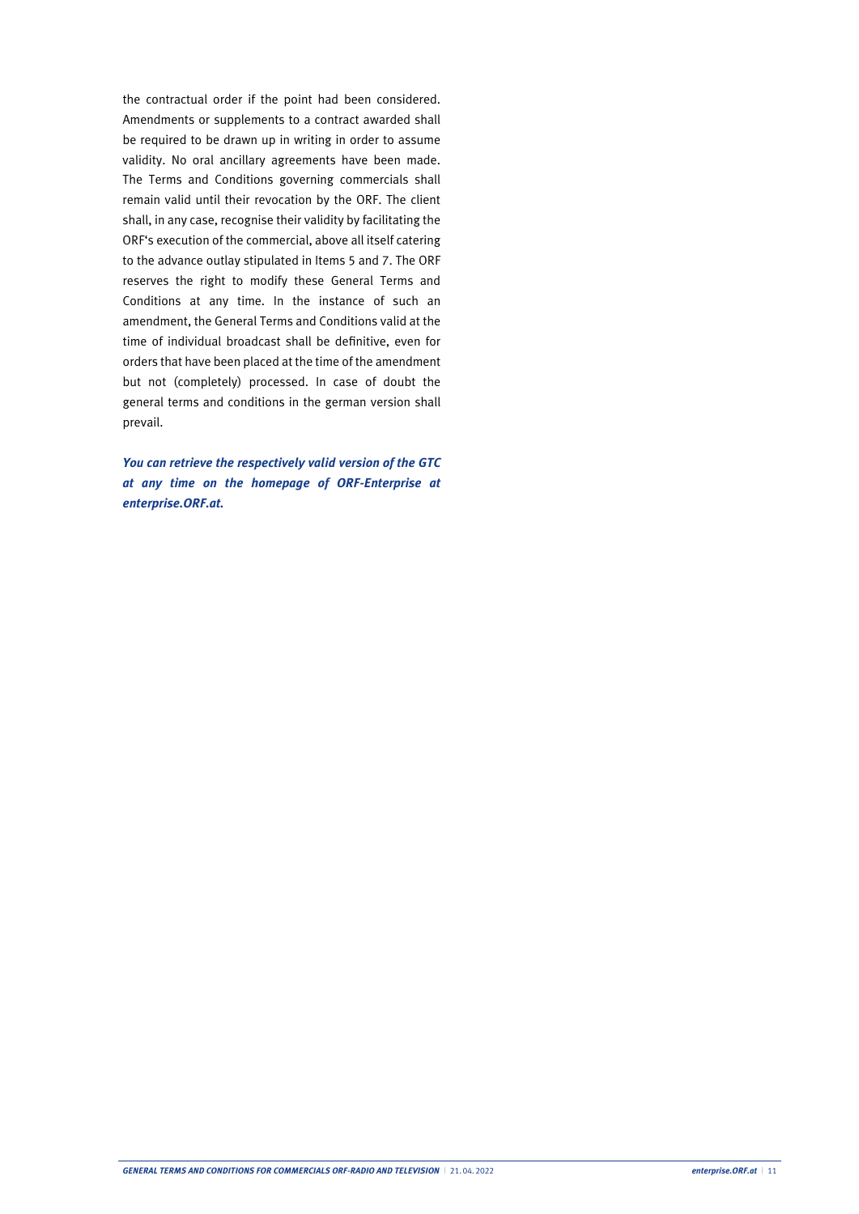the contractual order if the point had been considered. Amendments or supplements to a contract awarded shall be required to be drawn up in writing in order to assume validity. No oral ancillary agreements have been made. The Terms and Conditions governing commercials shall remain valid until their revocation by the ORF. The client shall, in any case, recognise their validity by facilitating the ORF's execution of the commercial, above all itself catering to the advance outlay stipulated in Items 5 and 7. The ORF reserves the right to modify these General Terms and Conditions at any time. In the instance of such an amendment, the General Terms and Conditions valid at the time of individual broadcast shall be definitive, even for orders that have been placed at the time of the amendment but not (completely) processed. In case of doubt the general terms and conditions in the german version shall prevail.

***You can retrieve the respectively valid version of the GTC at any time on the homepage of ORF-Enterprise at enterprise.ORF.at.***